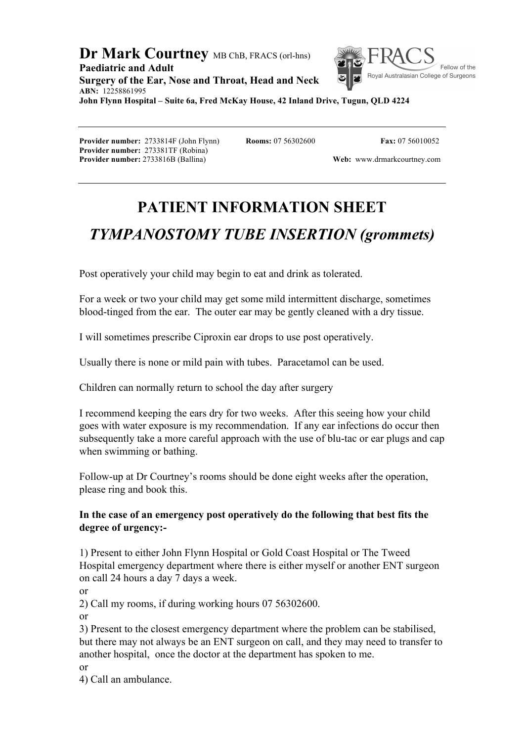**Dr Mark Courtney** MB ChB, FRACS (orl-hns)
**Paediatric and Adult**
**Surgery of the Ear, Nose and Throat, Head and Neck**
**ABN:** 12258861995
**John Flynn Hospital – Suite 6a, Fred McKay House, 42 Inland Drive, Tugun, QLD 4224**

FRACS Fellow of the Royal Australasian College of Surgeons

---

**Provider number:** 2733814F (John Flynn) **Rooms:** 07 56302600 **Fax:** 07 56010052
**Provider number:** 273381TF (Robina)
**Provider number:** 2733816B (Ballina) **Web:** www.drmarkcourtney.com

---

# PATIENT INFORMATION SHEET

## *TYMPANOSTOMY TUBE INSERTION (grommets)*

Post operatively your child may begin to eat and drink as tolerated.

For a week or two your child may get some mild intermittent discharge, sometimes blood-tinged from the ear. The outer ear may be gently cleaned with a dry tissue.

I will sometimes prescribe Ciproxin ear drops to use post operatively.

Usually there is none or mild pain with tubes. Paracetamol can be used.

Children can normally return to school the day after surgery

I recommend keeping the ears dry for two weeks. After this seeing how your child goes with water exposure is my recommendation. If any ear infections do occur then subsequently take a more careful approach with the use of blu-tac or ear plugs and cap when swimming or bathing.

Follow-up at Dr Courtney's rooms should be done eight weeks after the operation, please ring and book this.

**In the case of an emergency post operatively do the following that best fits the degree of urgency:-**

1) Present to either John Flynn Hospital or Gold Coast Hospital or The Tweed Hospital emergency department where there is either myself or another ENT surgeon on call 24 hours a day 7 days a week.
or
2) Call my rooms, if during working hours 07 56302600.
or
3) Present to the closest emergency department where the problem can be stabilised, but there may not always be an ENT surgeon on call, and they may need to transfer to another hospital, once the doctor at the department has spoken to me.
or
4) Call an ambulance.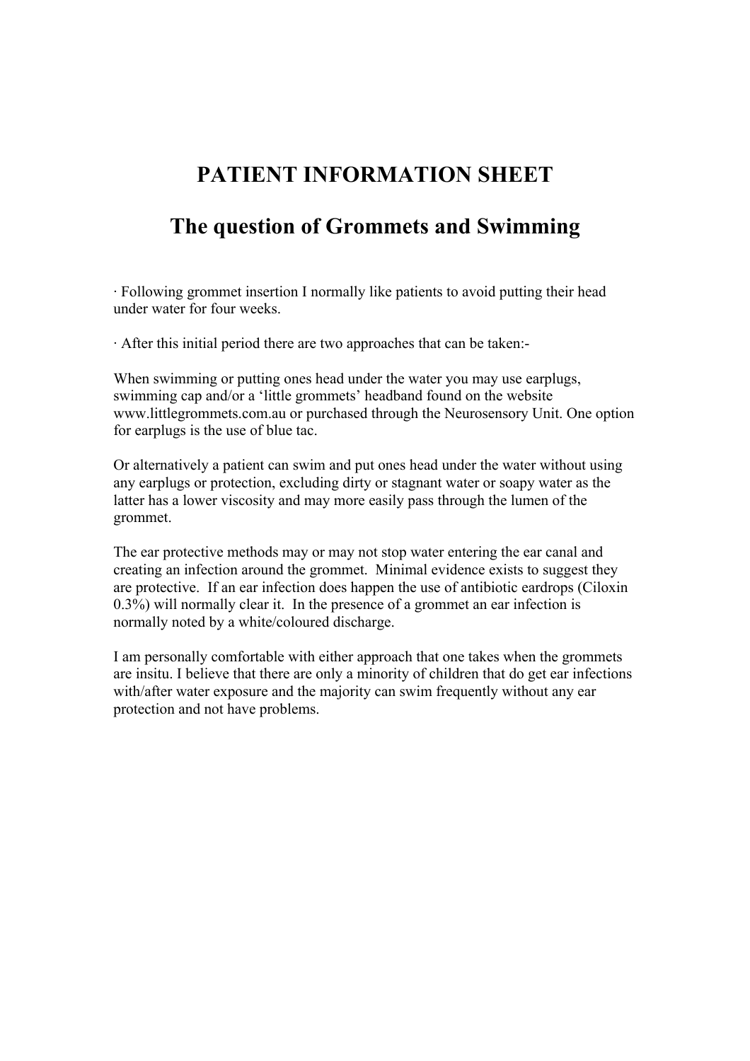# PATIENT INFORMATION SHEET

## The question of Grommets and Swimming

· Following grommet insertion I normally like patients to avoid putting their head under water for four weeks.

· After this initial period there are two approaches that can be taken:-

When swimming or putting ones head under the water you may use earplugs, swimming cap and/or a 'little grommets' headband found on the website www.littlegrommets.com.au or purchased through the Neurosensory Unit. One option for earplugs is the use of blue tac.

Or alternatively a patient can swim and put ones head under the water without using any earplugs or protection, excluding dirty or stagnant water or soapy water as the latter has a lower viscosity and may more easily pass through the lumen of the grommet.

The ear protective methods may or may not stop water entering the ear canal and creating an infection around the grommet. Minimal evidence exists to suggest they are protective. If an ear infection does happen the use of antibiotic eardrops (Ciloxin 0.3%) will normally clear it. In the presence of a grommet an ear infection is normally noted by a white/coloured discharge.

I am personally comfortable with either approach that one takes when the grommets are insitu. I believe that there are only a minority of children that do get ear infections with/after water exposure and the majority can swim frequently without any ear protection and not have problems.